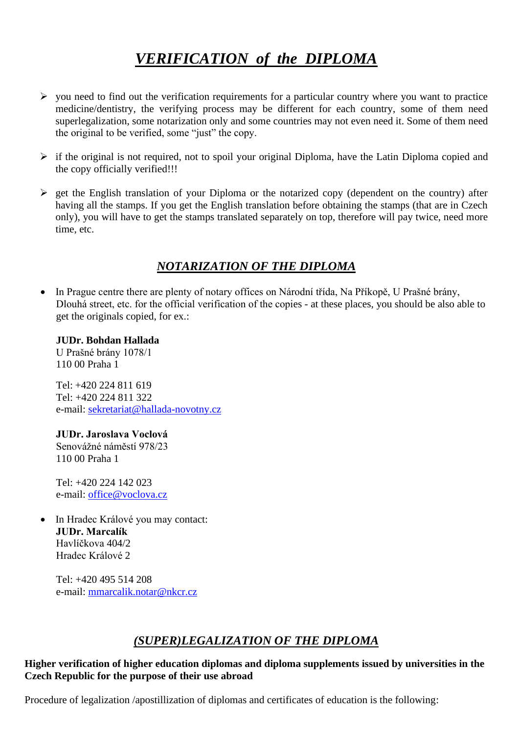# *VERIFICATION of the DIPLOMA*

- you need to find out the verification requirements for a particular country where you want to practice medicine/dentistry, the verifying process may be different for each country, some of them need superlegalization, some notarization only and some countries may not even need it. Some of them need the original to be verified, some "just" the copy.

- if the original is not required, not to spoil your original Diploma, have the Latin Diploma copied and the copy officially verified!!!

- get the English translation of your Diploma or the notarized copy (dependent on the country) after having all the stamps. If you get the English translation before obtaining the stamps (that are in Czech only), you will have to get the stamps translated separately on top, therefore will pay twice, need more time, etc.

## *NOTARIZATION OF THE DIPLOMA*

- In Prague centre there are plenty of notary offices on Národní třída, Na Příkopě, U Prašné brány, Dlouhá street, etc. for the official verification of the copies - at these places, you should be also able to get the originals copied, for ex.:

  **JUDr. Bohdan Hallada**
  U Prašné brány 1078/1
  110 00 Praha 1

  Tel: +420 224 811 619
  Tel: +420 224 811 322
  e-mail: sekretariat@hallada-novotny.cz

  **JUDr. Jaroslava Voclová**
  Senovážné náměstí 978/23
  110 00 Praha 1

  Tel: +420 224 142 023
  e-mail: office@voclova.cz

- In Hradec Králové you may contact:
  **JUDr. Marcalík**
  Havlíčkova 404/2
  Hradec Králové 2

  Tel: +420 495 514 208
  e-mail: mmarcalik.notar@nkcr.cz

## *(SUPER)LEGALIZATION OF THE DIPLOMA*

**Higher verification of higher education diplomas and diploma supplements issued by universities in the Czech Republic for the purpose of their use abroad**

Procedure of legalization /apostillization of diplomas and certificates of education is the following: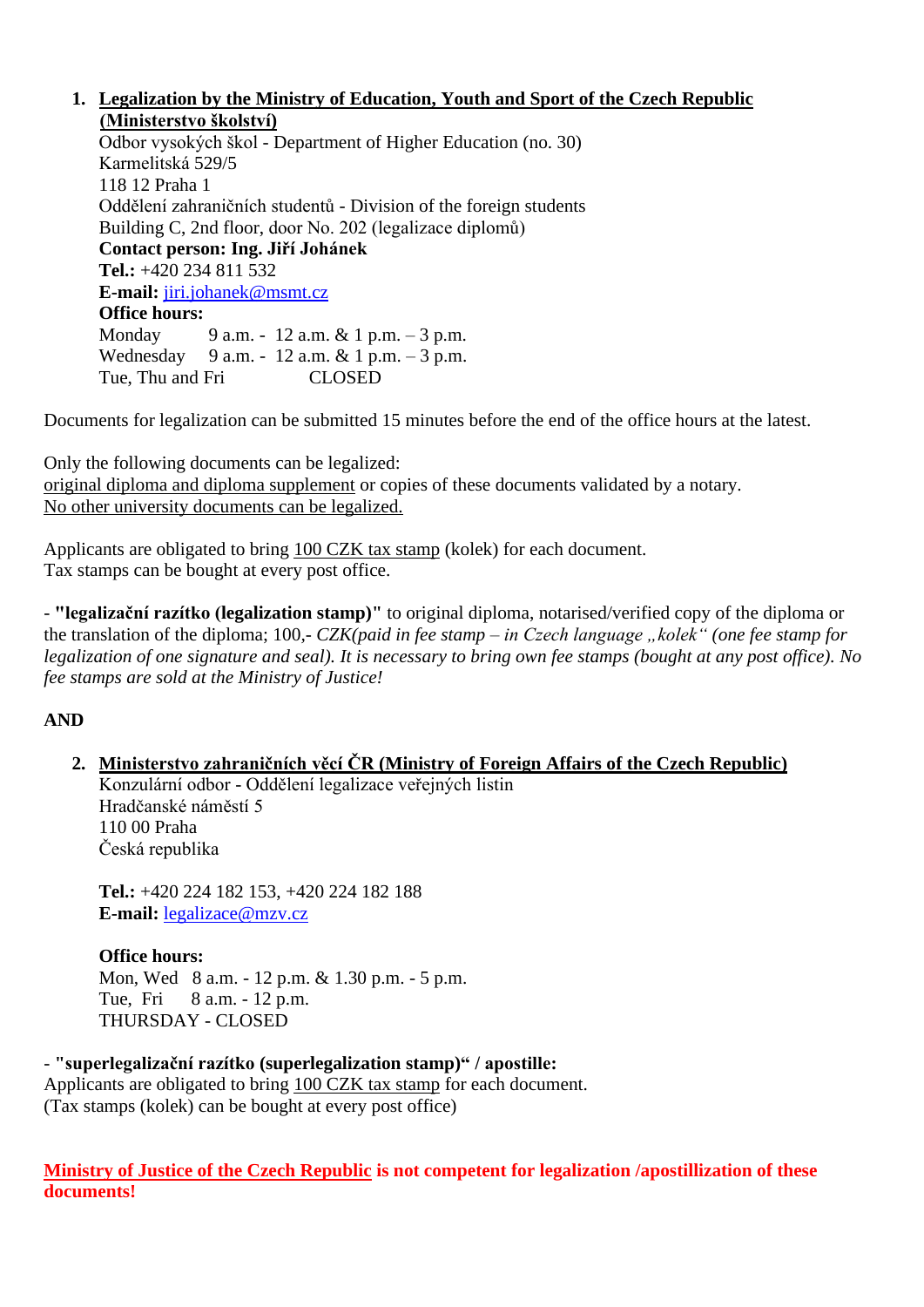1. **<u>Legalization by the Ministry of Education, Youth and Sport of the Czech Republic (Ministerstvo školství)</u>**
   Odbor vysokých škol - Department of Higher Education (no. 30)
   Karmelitská 529/5
   118 12 Praha 1
   Oddělení zahraničních studentů - Division of the foreign students
   Building C, 2nd floor, door No. 202 (legalizace diplomů)
   **Contact person: Ing. Jiří Johánek**
   **Tel.:** +420 234 811 532
   **E-mail:** jiri.johanek@msmt.cz
   **Office hours:**
   Monday 9 a.m. - 12 a.m. & 1 p.m. – 3 p.m.
   Wednesday 9 a.m. - 12 a.m. & 1 p.m. – 3 p.m.
   Tue, Thu and Fri CLOSED

Documents for legalization can be submitted 15 minutes before the end of the office hours at the latest.

Only the following documents can be legalized:
<u>original diploma and diploma supplement</u> or copies of these documents validated by a notary.
<u>No other university documents can be legalized.</u>

Applicants are obligated to bring <u>100 CZK tax stamp</u> (kolek) for each document.
Tax stamps can be bought at every post office.

- **"legalizační razítko (legalization stamp)"** to original diploma, notarised/verified copy of the diploma or the translation of the diploma; 100,- *CZK(paid in fee stamp – in Czech language „kolek" (one fee stamp for legalization of one signature and seal). It is necessary to bring own fee stamps (bought at any post office). No fee stamps are sold at the Ministry of Justice!*

**AND**

2. **<u>Ministerstvo zahraničních věcí ČR (Ministry of Foreign Affairs of the Czech Republic)</u>**
   Konzulární odbor - Oddělení legalizace veřejných listin
   Hradčanské náměstí 5
   110 00 Praha
   Česká republika

   **Tel.:** +420 224 182 153, +420 224 182 188
   **E-mail:** legalizace@mzv.cz

   **Office hours:**
   Mon, Wed 8 a.m. - 12 p.m. & 1.30 p.m. - 5 p.m.
   Tue, Fri 8 a.m. - 12 p.m.
   THURSDAY - CLOSED

- **"superlegalizační razítko (superlegalization stamp)" / apostille:**
Applicants are obligated to bring <u>100 CZK tax stamp</u> for each document.
(Tax stamps (kolek) can be bought at every post office)

**<u>Ministry of Justice of the Czech Republic</u> is not competent for legalization /apostillization of these documents!**